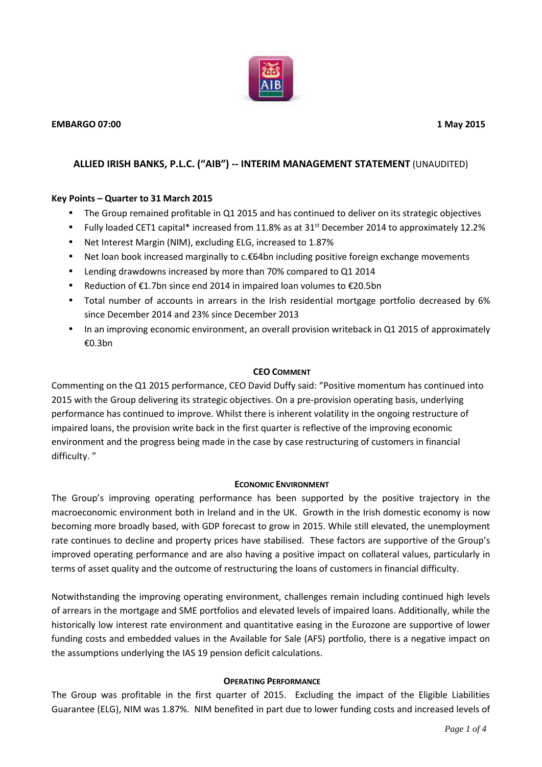**EMBARGO 07:00** **1 May 2015**

# ALLIED IRISH BANKS, P.L.C. ("AIB") -- INTERIM MANAGEMENT STATEMENT (UNAUDITED)

**Key Points – Quarter to 31 March 2015**

- The Group remained profitable in Q1 2015 and has continued to deliver on its strategic objectives
- Fully loaded CET1 capital* increased from 11.8% as at 31st December 2014 to approximately 12.2%
- Net Interest Margin (NIM), excluding ELG, increased to 1.87%
- Net loan book increased marginally to c.€64bn including positive foreign exchange movements
- Lending drawdowns increased by more than 70% compared to Q1 2014
- Reduction of €1.7bn since end 2014 in impaired loan volumes to €20.5bn
- Total number of accounts in arrears in the Irish residential mortgage portfolio decreased by 6% since December 2014 and 23% since December 2013
- In an improving economic environment, an overall provision writeback in Q1 2015 of approximately €0.3bn

## CEO COMMENT

Commenting on the Q1 2015 performance, CEO David Duffy said: "Positive momentum has continued into 2015 with the Group delivering its strategic objectives. On a pre-provision operating basis, underlying performance has continued to improve. Whilst there is inherent volatility in the ongoing restructure of impaired loans, the provision write back in the first quarter is reflective of the improving economic environment and the progress being made in the case by case restructuring of customers in financial difficulty. "

## ECONOMIC ENVIRONMENT

The Group's improving operating performance has been supported by the positive trajectory in the macroeconomic environment both in Ireland and in the UK. Growth in the Irish domestic economy is now becoming more broadly based, with GDP forecast to grow in 2015. While still elevated, the unemployment rate continues to decline and property prices have stabilised. These factors are supportive of the Group's improved operating performance and are also having a positive impact on collateral values, particularly in terms of asset quality and the outcome of restructuring the loans of customers in financial difficulty.

Notwithstanding the improving operating environment, challenges remain including continued high levels of arrears in the mortgage and SME portfolios and elevated levels of impaired loans. Additionally, while the historically low interest rate environment and quantitative easing in the Eurozone are supportive of lower funding costs and embedded values in the Available for Sale (AFS) portfolio, there is a negative impact on the assumptions underlying the IAS 19 pension deficit calculations.

## OPERATING PERFORMANCE

The Group was profitable in the first quarter of 2015. Excluding the impact of the Eligible Liabilities Guarantee (ELG), NIM was 1.87%. NIM benefited in part due to lower funding costs and increased levels of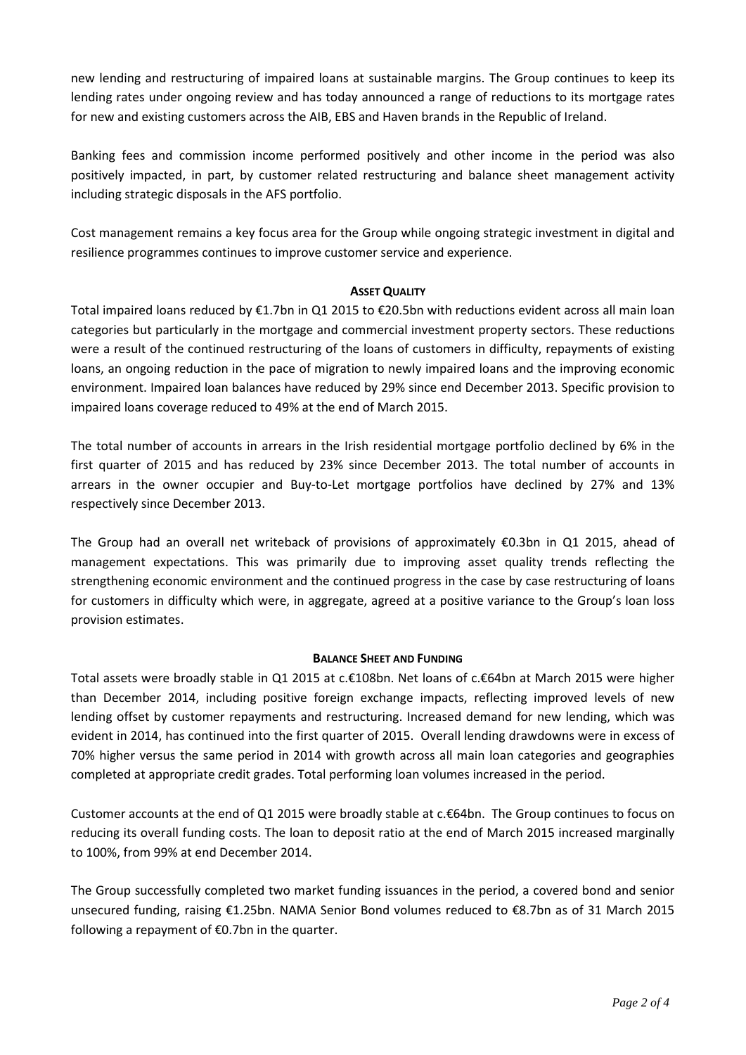new lending and restructuring of impaired loans at sustainable margins. The Group continues to keep its lending rates under ongoing review and has today announced a range of reductions to its mortgage rates for new and existing customers across the AIB, EBS and Haven brands in the Republic of Ireland.

Banking fees and commission income performed positively and other income in the period was also positively impacted, in part, by customer related restructuring and balance sheet management activity including strategic disposals in the AFS portfolio.

Cost management remains a key focus area for the Group while ongoing strategic investment in digital and resilience programmes continues to improve customer service and experience.

## ASSET QUALITY

Total impaired loans reduced by €1.7bn in Q1 2015 to €20.5bn with reductions evident across all main loan categories but particularly in the mortgage and commercial investment property sectors. These reductions were a result of the continued restructuring of the loans of customers in difficulty, repayments of existing loans, an ongoing reduction in the pace of migration to newly impaired loans and the improving economic environment. Impaired loan balances have reduced by 29% since end December 2013. Specific provision to impaired loans coverage reduced to 49% at the end of March 2015.

The total number of accounts in arrears in the Irish residential mortgage portfolio declined by 6% in the first quarter of 2015 and has reduced by 23% since December 2013. The total number of accounts in arrears in the owner occupier and Buy-to-Let mortgage portfolios have declined by 27% and 13% respectively since December 2013.

The Group had an overall net writeback of provisions of approximately €0.3bn in Q1 2015, ahead of management expectations. This was primarily due to improving asset quality trends reflecting the strengthening economic environment and the continued progress in the case by case restructuring of loans for customers in difficulty which were, in aggregate, agreed at a positive variance to the Group's loan loss provision estimates.

## BALANCE SHEET AND FUNDING

Total assets were broadly stable in Q1 2015 at c.€108bn. Net loans of c.€64bn at March 2015 were higher than December 2014, including positive foreign exchange impacts, reflecting improved levels of new lending offset by customer repayments and restructuring. Increased demand for new lending, which was evident in 2014, has continued into the first quarter of 2015. Overall lending drawdowns were in excess of 70% higher versus the same period in 2014 with growth across all main loan categories and geographies completed at appropriate credit grades. Total performing loan volumes increased in the period.

Customer accounts at the end of Q1 2015 were broadly stable at c.€64bn. The Group continues to focus on reducing its overall funding costs. The loan to deposit ratio at the end of March 2015 increased marginally to 100%, from 99% at end December 2014.

The Group successfully completed two market funding issuances in the period, a covered bond and senior unsecured funding, raising €1.25bn. NAMA Senior Bond volumes reduced to €8.7bn as of 31 March 2015 following a repayment of €0.7bn in the quarter.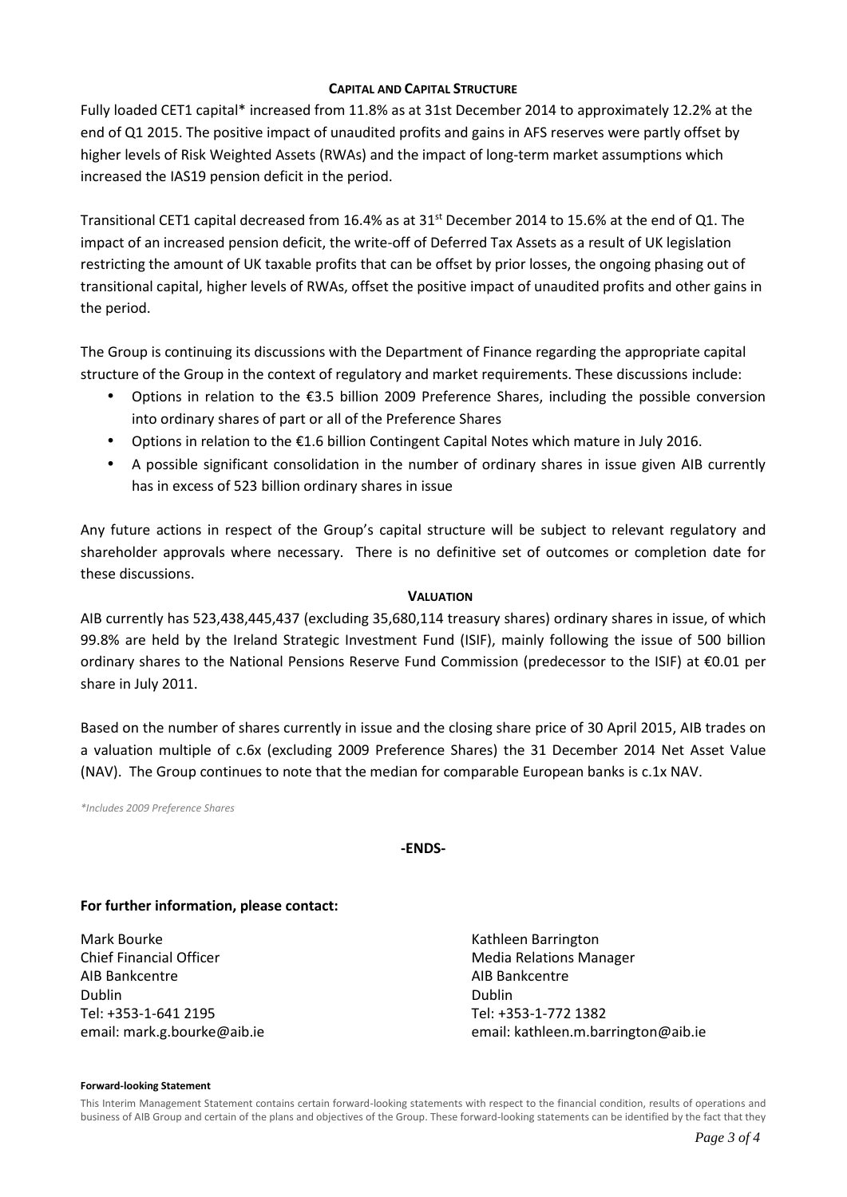## CAPITAL AND CAPITAL STRUCTURE

Fully loaded CET1 capital* increased from 11.8% as at 31st December 2014 to approximately 12.2% at the end of Q1 2015. The positive impact of unaudited profits and gains in AFS reserves were partly offset by higher levels of Risk Weighted Assets (RWAs) and the impact of long-term market assumptions which increased the IAS19 pension deficit in the period.

Transitional CET1 capital decreased from 16.4% as at 31st December 2014 to 15.6% at the end of Q1. The impact of an increased pension deficit, the write-off of Deferred Tax Assets as a result of UK legislation restricting the amount of UK taxable profits that can be offset by prior losses, the ongoing phasing out of transitional capital, higher levels of RWAs, offset the positive impact of unaudited profits and other gains in the period.

The Group is continuing its discussions with the Department of Finance regarding the appropriate capital structure of the Group in the context of regulatory and market requirements. These discussions include:

- Options in relation to the €3.5 billion 2009 Preference Shares, including the possible conversion into ordinary shares of part or all of the Preference Shares
- Options in relation to the €1.6 billion Contingent Capital Notes which mature in July 2016.
- A possible significant consolidation in the number of ordinary shares in issue given AIB currently has in excess of 523 billion ordinary shares in issue

Any future actions in respect of the Group's capital structure will be subject to relevant regulatory and shareholder approvals where necessary. There is no definitive set of outcomes or completion date for these discussions.

## VALUATION

AIB currently has 523,438,445,437 (excluding 35,680,114 treasury shares) ordinary shares in issue, of which 99.8% are held by the Ireland Strategic Investment Fund (ISIF), mainly following the issue of 500 billion ordinary shares to the National Pensions Reserve Fund Commission (predecessor to the ISIF) at €0.01 per share in July 2011.

Based on the number of shares currently in issue and the closing share price of 30 April 2015, AIB trades on a valuation multiple of c.6x (excluding 2009 Preference Shares) the 31 December 2014 Net Asset Value (NAV). The Group continues to note that the median for comparable European banks is c.1x NAV.

*\*Includes 2009 Preference Shares*

**-ENDS-**

**For further information, please contact:**

Mark Bourke
Chief Financial Officer
AIB Bankcentre
Dublin
Tel: +353-1-641 2195
email: mark.g.bourke@aib.ie

Kathleen Barrington
Media Relations Manager
AIB Bankcentre
Dublin
Tel: +353-1-772 1382
email: kathleen.m.barrington@aib.ie

**Forward-looking Statement**

This Interim Management Statement contains certain forward-looking statements with respect to the financial condition, results of operations and business of AIB Group and certain of the plans and objectives of the Group. These forward-looking statements can be identified by the fact that they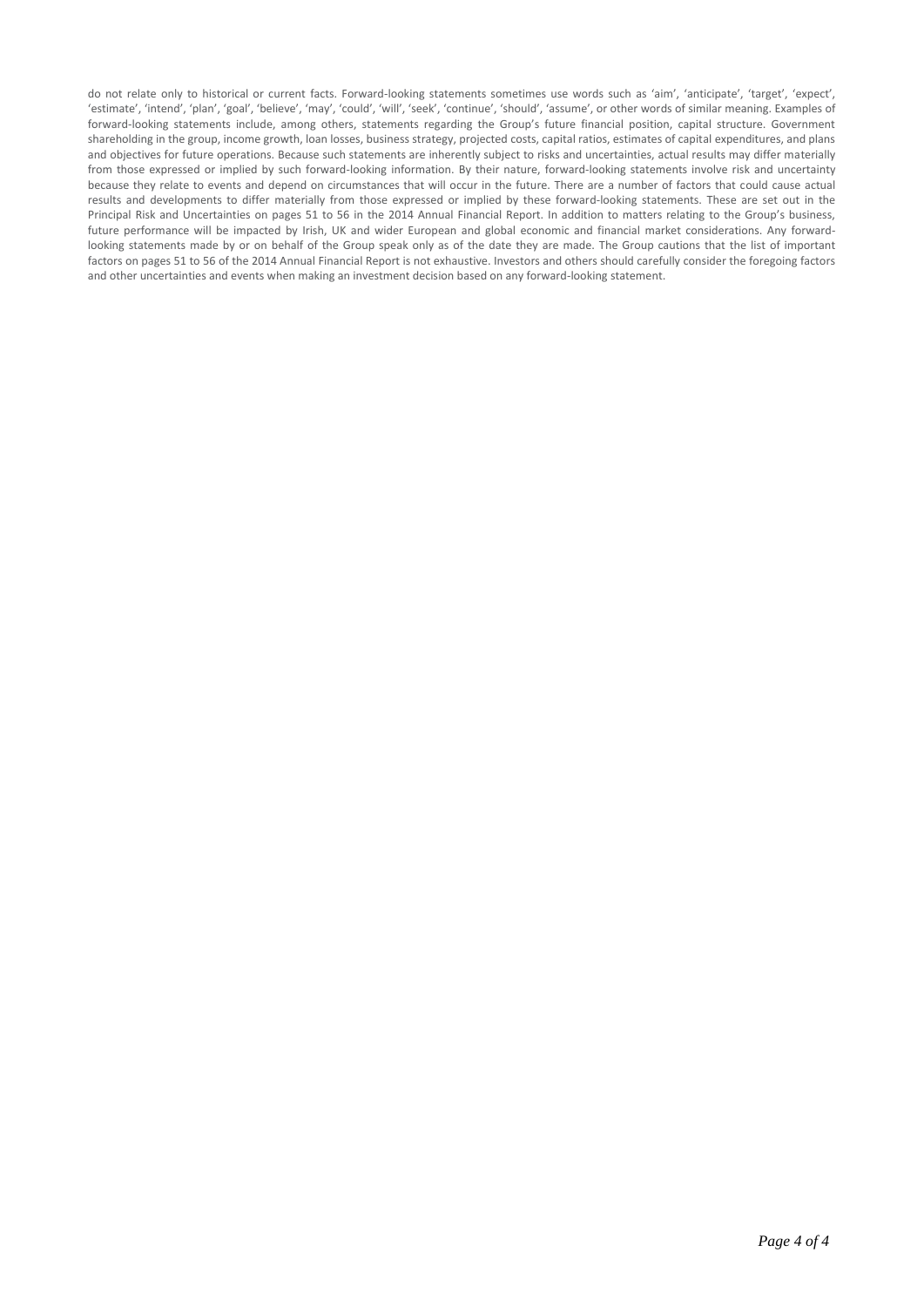do not relate only to historical or current facts. Forward-looking statements sometimes use words such as 'aim', 'anticipate', 'target', 'expect', 'estimate', 'intend', 'plan', 'goal', 'believe', 'may', 'could', 'will', 'seek', 'continue', 'should', 'assume', or other words of similar meaning. Examples of forward-looking statements include, among others, statements regarding the Group's future financial position, capital structure. Government shareholding in the group, income growth, loan losses, business strategy, projected costs, capital ratios, estimates of capital expenditures, and plans and objectives for future operations. Because such statements are inherently subject to risks and uncertainties, actual results may differ materially from those expressed or implied by such forward-looking information. By their nature, forward-looking statements involve risk and uncertainty because they relate to events and depend on circumstances that will occur in the future. There are a number of factors that could cause actual results and developments to differ materially from those expressed or implied by these forward-looking statements. These are set out in the Principal Risk and Uncertainties on pages 51 to 56 in the 2014 Annual Financial Report. In addition to matters relating to the Group's business, future performance will be impacted by Irish, UK and wider European and global economic and financial market considerations. Any forward-looking statements made by or on behalf of the Group speak only as of the date they are made. The Group cautions that the list of important factors on pages 51 to 56 of the 2014 Annual Financial Report is not exhaustive. Investors and others should carefully consider the foregoing factors and other uncertainties and events when making an investment decision based on any forward-looking statement.